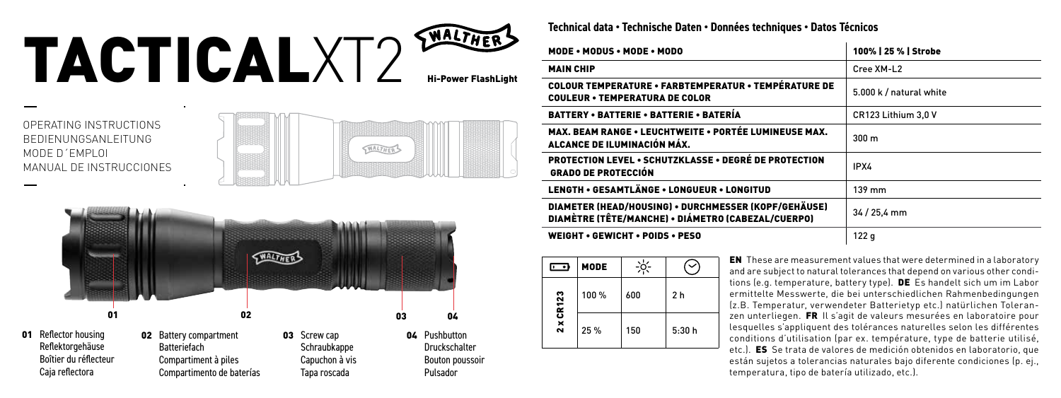# TACTICALXT2

WALTHER

**Hi-Power FlashLight**

OPERATING INSTRUCTIONS
BEDIENUNGSANLEITUNG
MODE D´EMPLOI
MANUAL DE INSTRUCCIONES

**01** Reflector housing
Reflektorgehäuse
Boîtier du réflecteur
Caja reflectora

**02** Battery compartment
Batteriefach
Compartiment à piles
Compartimento de baterías

**03** Screw cap
Schraubkappe
Capuchon à vis
Tapa roscada

**04** Pushbutton
Druckschalter
Bouton poussoir
Pulsador

## Technical data • Technische Daten • Données techniques • Datos Técnicos

| | |
|---|---|
| **MODE • MODUS • MODE • MODO** | 100% \| 25 % \| Strobe |
| **MAIN CHIP** | Cree XM-L2 |
| **COLOUR TEMPERATURE • FARBTEMPERATUR • TEMPÉRATURE DE COULEUR • TEMPERATURA DE COLOR** | 5.000 k / natural white |
| **BATTERY • BATTERIE • BATTERIE • BATERÍA** | CR123 Lithium 3,0 V |
| **MAX. BEAM RANGE • LEUCHTWEITE • PORTÉE LUMINEUSE MAX. ALCANCE DE ILUMINACIÓN MÁX.** | 300 m |
| **PROTECTION LEVEL • SCHUTZKLASSE • DEGRÉ DE PROTECTION GRADO DE PROTECCIÓN** | IPX4 |
| **LENGTH • GESAMTLÄNGE • LONGUEUR • LONGITUD** | 139 mm |
| **DIAMETER (HEAD/HOUSING) • DURCHMESSER (KOPF/GEHÄUSE) DIAMÈTRE (TÊTE/MANCHE) • DIÁMETRO (CABEZAL/CUERPO)** | 34 / 25,4 mm |
| **WEIGHT • GEWICHT • POIDS • PESO** | 122 g |

| Battery | MODE | Lumen | Time |
|---|---|---|---|
| 2 x CR123 | 100 % | 600 | 2 h |
| | 25 % | 150 | 5:30 h |

**EN** These are measurement values that were determined in a laboratory and are subject to natural tolerances that depend on various other conditions (e.g. temperature, battery type). **DE** Es handelt sich um im Labor ermittelte Messwerte, die bei unterschiedlichen Rahmenbedingungen (z.B. Temperatur, verwendeter Batterietyp etc.) natürlichen Toleranzen unterliegen. **FR** Il s'agit de valeurs mesurées en laboratoire pour lesquelles s'appliquent des tolérances naturelles selon les différentes conditions d'utilisation (par ex. température, type de batterie utilisé, etc.). **ES** Se trata de valores de medición obtenidos en laboratorio, que están sujetos a tolerancias naturales bajo diferente condiciones (p. ej., temperatura, tipo de batería utilizado, etc.).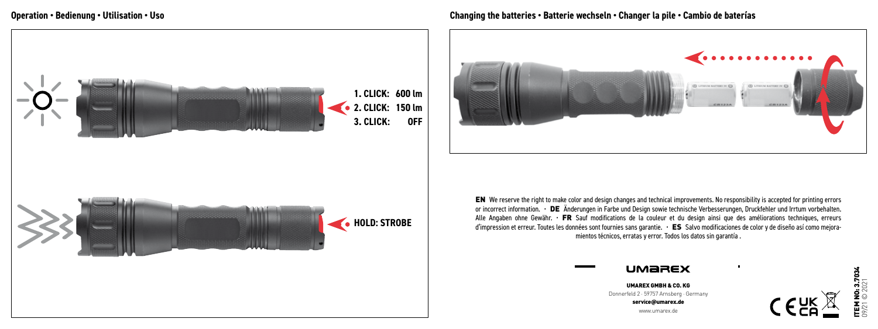## Operation • Bedienung • Utilisation • Uso

1. CLICK: 600 lm
2. CLICK: 150 lm
3. CLICK: OFF

HOLD: STROBE

## Changing the batteries • Batterie wechseln • Changer la pile • Cambio de baterías

**EN** We reserve the right to make color and design changes and technical improvements. No responsibility is accepted for printing errors or incorrect information. · **DE** Änderungen in Farbe und Design sowie technische Verbesserungen, Druckfehler und Irrtum vorbehalten. Alle Angaben ohne Gewähr. · **FR** Sauf modifications de la couleur et du design ainsi que des améliorations techniques, erreurs d'impression et erreur. Toutes les données sont fournies sans garantie. · **ES** Salvo modificaciones de color y de diseño así como mejoramientos técnicos, erratas y error. Todos los datos sin garantía .

UMAREX

**UMAREX GMBH & CO. KG**
Donnerfeld 2 · 59757 Arnsberg · Germany
**service@umarex.de**
www.umarex.de

**ITEM NO: 3.7034**
09/21 © 2021